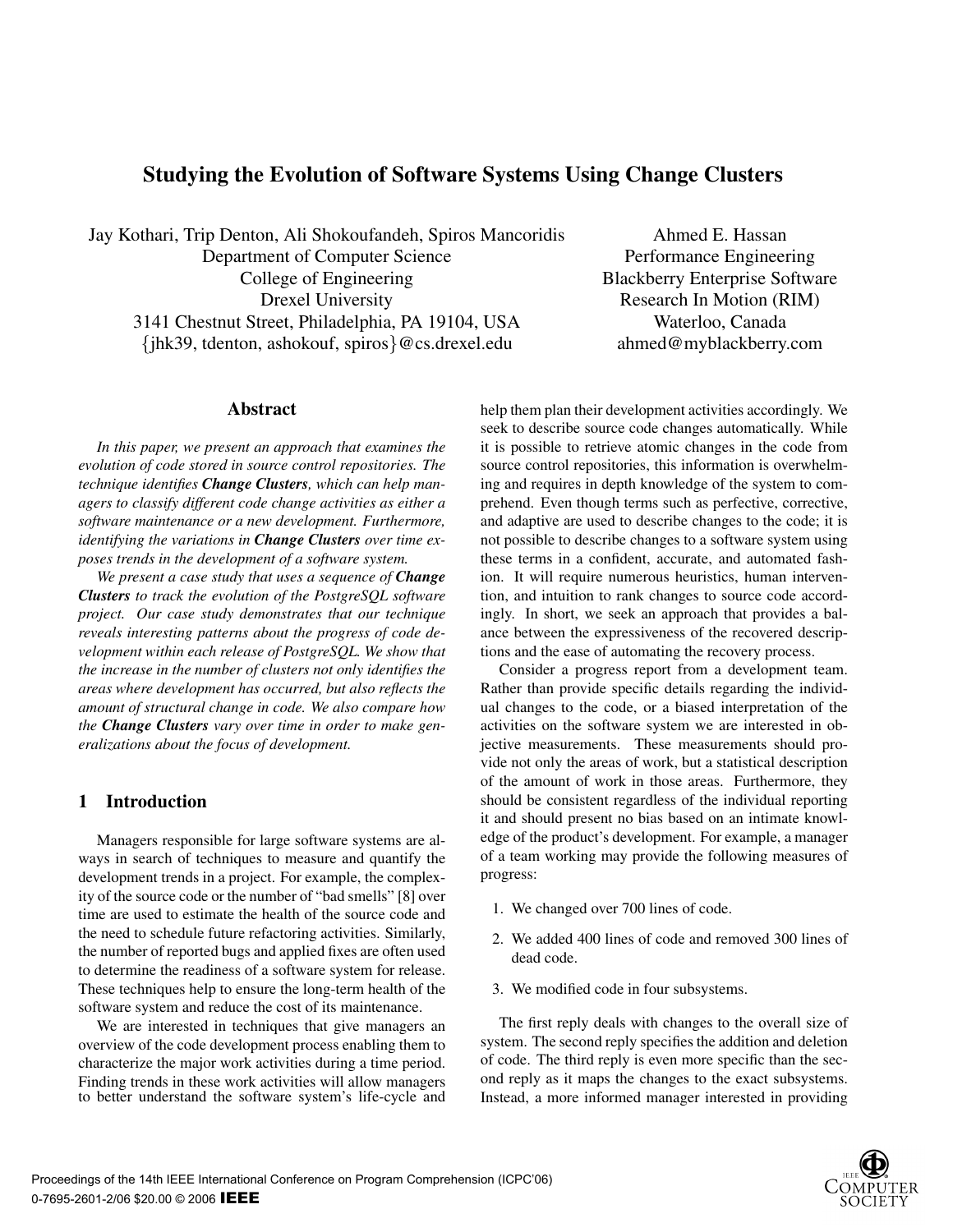# Studying the Evolution of Software Systems Using Change Clusters

Jay Kothari, Trip Denton, Ali Shokoufandeh, Spiros Mancoridis
Department of Computer Science
College of Engineering
Drexel University
3141 Chestnut Street, Philadelphia, PA 19104, USA
{jhk39, tdenton, ashokouf, spiros}@cs.drexel.edu

Ahmed E. Hassan
Performance Engineering
Blackberry Enterprise Software
Research In Motion (RIM)
Waterloo, Canada
ahmed@myblackberry.com

## Abstract

*In this paper, we present an approach that examines the evolution of code stored in source control repositories. The technique identifies **Change Clusters**, which can help managers to classify different code change activities as either a software maintenance or a new development. Furthermore, identifying the variations in **Change Clusters** over time exposes trends in the development of a software system.*

*We present a case study that uses a sequence of **Change Clusters** to track the evolution of the PostgreSQL software project. Our case study demonstrates that our technique reveals interesting patterns about the progress of code development within each release of PostgreSQL. We show that the increase in the number of clusters not only identifies the areas where development has occurred, but also reflects the amount of structural change in code. We also compare how the **Change Clusters** vary over time in order to make generalizations about the focus of development.*

## 1 Introduction

Managers responsible for large software systems are always in search of techniques to measure and quantify the development trends in a project. For example, the complexity of the source code or the number of "bad smells" [8] over time are used to estimate the health of the source code and the need to schedule future refactoring activities. Similarly, the number of reported bugs and applied fixes are often used to determine the readiness of a software system for release. These techniques help to ensure the long-term health of the software system and reduce the cost of its maintenance.

We are interested in techniques that give managers an overview of the code development process enabling them to characterize the major work activities during a time period. Finding trends in these work activities will allow managers to better understand the software system's life-cycle and help them plan their development activities accordingly. We seek to describe source code changes automatically. While it is possible to retrieve atomic changes in the code from source control repositories, this information is overwhelming and requires in depth knowledge of the system to comprehend. Even though terms such as perfective, corrective, and adaptive are used to describe changes to the code; it is not possible to describe changes to a software system using these terms in a confident, accurate, and automated fashion. It will require numerous heuristics, human intervention, and intuition to rank changes to source code accordingly. In short, we seek an approach that provides a balance between the expressiveness of the recovered descriptions and the ease of automating the recovery process.

Consider a progress report from a development team. Rather than provide specific details regarding the individual changes to the code, or a biased interpretation of the activities on the software system we are interested in objective measurements. These measurements should provide not only the areas of work, but a statistical description of the amount of work in those areas. Furthermore, they should be consistent regardless of the individual reporting it and should present no bias based on an intimate knowledge of the product's development. For example, a manager of a team working may provide the following measures of progress:

1. We changed over 700 lines of code.
2. We added 400 lines of code and removed 300 lines of dead code.
3. We modified code in four subsystems.

The first reply deals with changes to the overall size of system. The second reply specifies the addition and deletion of code. The third reply is even more specific than the second reply as it maps the changes to the exact subsystems. Instead, a more informed manager interested in providing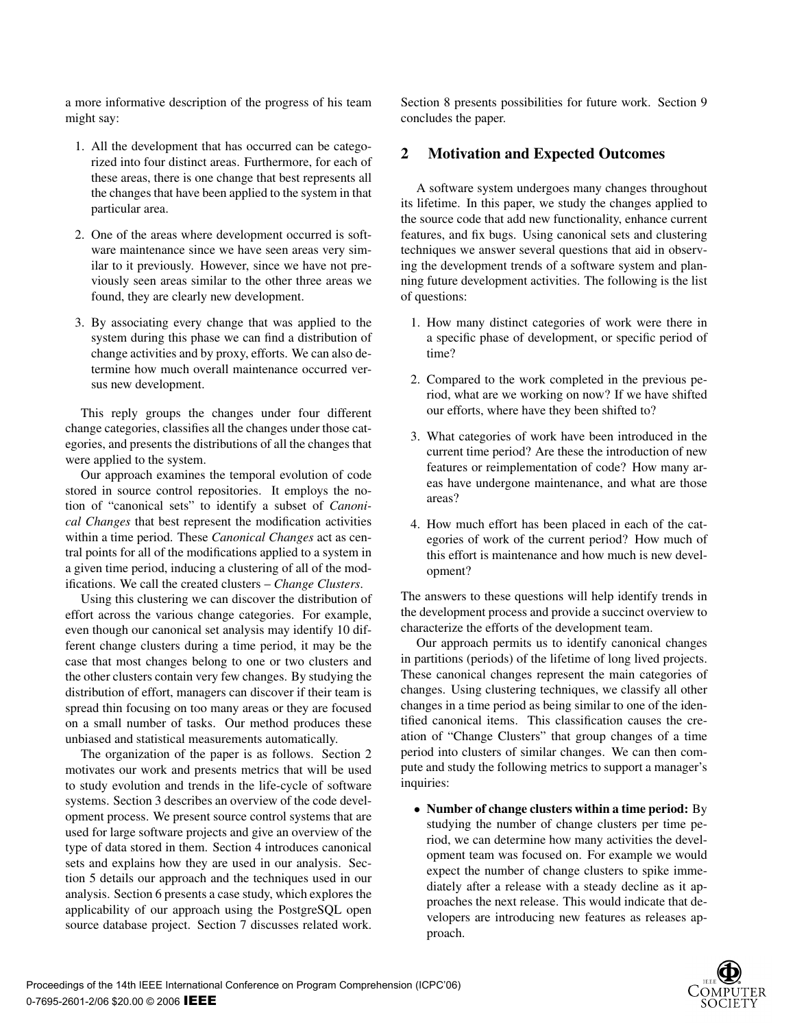a more informative description of the progress of his team might say:

1. All the development that has occurred can be categorized into four distinct areas. Furthermore, for each of these areas, there is one change that best represents all the changes that have been applied to the system in that particular area.
2. One of the areas where development occurred is software maintenance since we have seen areas very similar to it previously. However, since we have not previously seen areas similar to the other three areas we found, they are clearly new development.
3. By associating every change that was applied to the system during this phase we can find a distribution of change activities and by proxy, efforts. We can also determine how much overall maintenance occurred versus new development.

This reply groups the changes under four different change categories, classifies all the changes under those categories, and presents the distributions of all the changes that were applied to the system.

Our approach examines the temporal evolution of code stored in source control repositories. It employs the notion of "canonical sets" to identify a subset of *Canonical Changes* that best represent the modification activities within a time period. These *Canonical Changes* act as central points for all of the modifications applied to a system in a given time period, inducing a clustering of all of the modifications. We call the created clusters – *Change Clusters*.

Using this clustering we can discover the distribution of effort across the various change categories. For example, even though our canonical set analysis may identify 10 different change clusters during a time period, it may be the case that most changes belong to one or two clusters and the other clusters contain very few changes. By studying the distribution of effort, managers can discover if their team is spread thin focusing on too many areas or they are focused on a small number of tasks. Our method produces these unbiased and statistical measurements automatically.

The organization of the paper is as follows. Section 2 motivates our work and presents metrics that will be used to study evolution and trends in the life-cycle of software systems. Section 3 describes an overview of the code development process. We present source control systems that are used for large software projects and give an overview of the type of data stored in them. Section 4 introduces canonical sets and explains how they are used in our analysis. Section 5 details our approach and the techniques used in our analysis. Section 6 presents a case study, which explores the applicability of our approach using the PostgreSQL open source database project. Section 7 discusses related work. Section 8 presents possibilities for future work. Section 9 concludes the paper.

## 2 Motivation and Expected Outcomes

A software system undergoes many changes throughout its lifetime. In this paper, we study the changes applied to the source code that add new functionality, enhance current features, and fix bugs. Using canonical sets and clustering techniques we answer several questions that aid in observing the development trends of a software system and planning future development activities. The following is the list of questions:

1. How many distinct categories of work were there in a specific phase of development, or specific period of time?
2. Compared to the work completed in the previous period, what are we working on now? If we have shifted our efforts, where have they been shifted to?
3. What categories of work have been introduced in the current time period? Are these the introduction of new features or reimplementation of code? How many areas have undergone maintenance, and what are those areas?
4. How much effort has been placed in each of the categories of work of the current period? How much of this effort is maintenance and how much is new development?

The answers to these questions will help identify trends in the development process and provide a succinct overview to characterize the efforts of the development team.

Our approach permits us to identify canonical changes in partitions (periods) of the lifetime of long lived projects. These canonical changes represent the main categories of changes. Using clustering techniques, we classify all other changes in a time period as being similar to one of the identified canonical items. This classification causes the creation of "Change Clusters" that group changes of a time period into clusters of similar changes. We can then compute and study the following metrics to support a manager's inquiries:

- **Number of change clusters within a time period:** By studying the number of change clusters per time period, we can determine how many activities the development team was focused on. For example we would expect the number of change clusters to spike immediately after a release with a steady decline as it approaches the next release. This would indicate that developers are introducing new features as releases approach.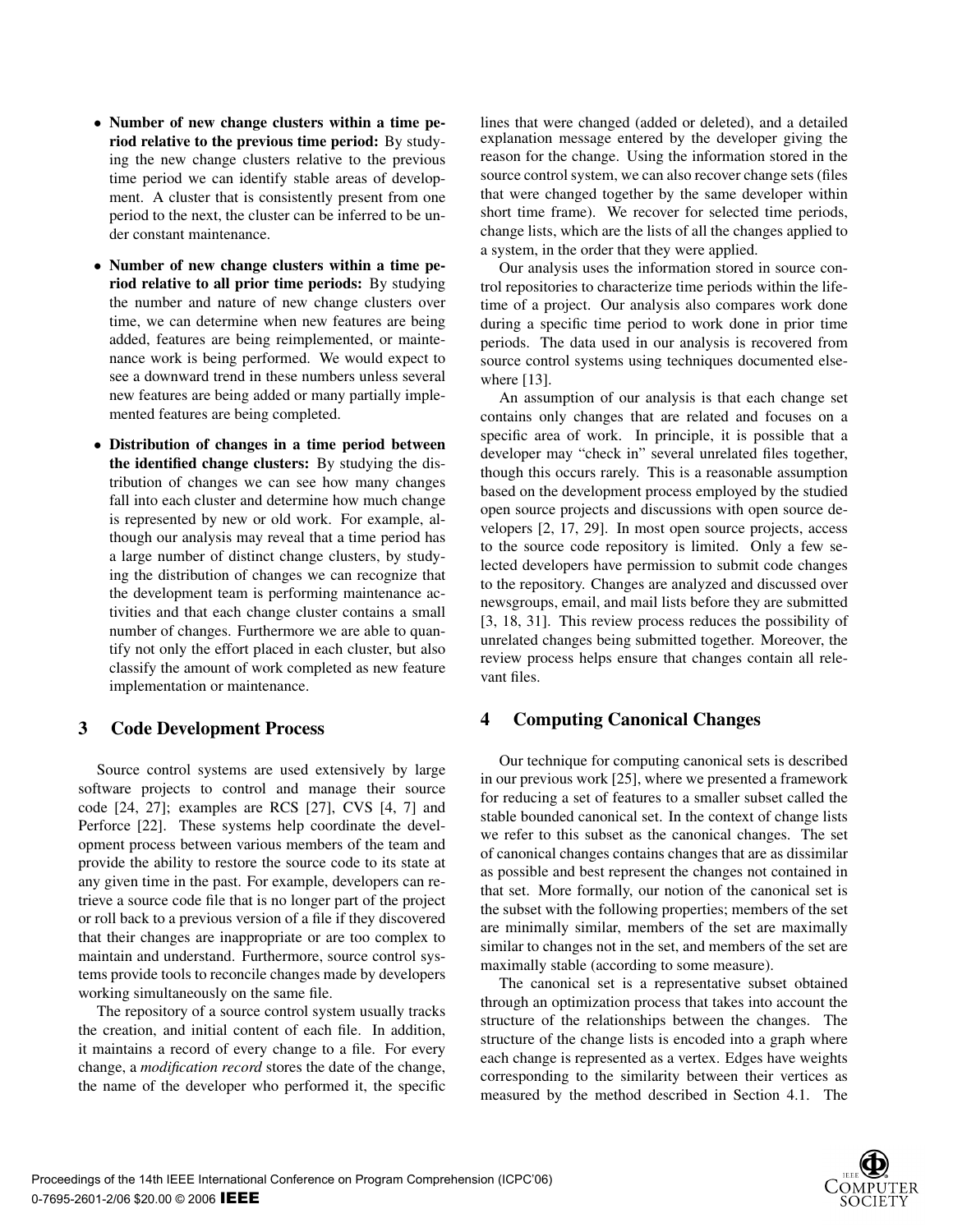- **Number of new change clusters within a time period relative to the previous time period:** By studying the new change clusters relative to the previous time period we can identify stable areas of development. A cluster that is consistently present from one period to the next, the cluster can be inferred to be under constant maintenance.

- **Number of new change clusters within a time period relative to all prior time periods:** By studying the number and nature of new change clusters over time, we can determine when new features are being added, features are being reimplemented, or maintenance work is being performed. We would expect to see a downward trend in these numbers unless several new features are being added or many partially implemented features are being completed.

- **Distribution of changes in a time period between the identified change clusters:** By studying the distribution of changes we can see how many changes fall into each cluster and determine how much change is represented by new or old work. For example, although our analysis may reveal that a time period has a large number of distinct change clusters, by studying the distribution of changes we can recognize that the development team is performing maintenance activities and that each change cluster contains a small number of changes. Furthermore we are able to quantify not only the effort placed in each cluster, but also classify the amount of work completed as new feature implementation or maintenance.

## 3 Code Development Process

Source control systems are used extensively by large software projects to control and manage their source code [24, 27]; examples are RCS [27], CVS [4, 7] and Perforce [22]. These systems help coordinate the development process between various members of the team and provide the ability to restore the source code to its state at any given time in the past. For example, developers can retrieve a source code file that is no longer part of the project or roll back to a previous version of a file if they discovered that their changes are inappropriate or are too complex to maintain and understand. Furthermore, source control systems provide tools to reconcile changes made by developers working simultaneously on the same file.

The repository of a source control system usually tracks the creation, and initial content of each file. In addition, it maintains a record of every change to a file. For every change, a *modification record* stores the date of the change, the name of the developer who performed it, the specific lines that were changed (added or deleted), and a detailed explanation message entered by the developer giving the reason for the change. Using the information stored in the source control system, we can also recover change sets (files that were changed together by the same developer within short time frame). We recover for selected time periods, change lists, which are the lists of all the changes applied to a system, in the order that they were applied.

Our analysis uses the information stored in source control repositories to characterize time periods within the lifetime of a project. Our analysis also compares work done during a specific time period to work done in prior time periods. The data used in our analysis is recovered from source control systems using techniques documented elsewhere [13].

An assumption of our analysis is that each change set contains only changes that are related and focuses on a specific area of work. In principle, it is possible that a developer may "check in" several unrelated files together, though this occurs rarely. This is a reasonable assumption based on the development process employed by the studied open source projects and discussions with open source developers [2, 17, 29]. In most open source projects, access to the source code repository is limited. Only a few selected developers have permission to submit code changes to the repository. Changes are analyzed and discussed over newsgroups, email, and mail lists before they are submitted [3, 18, 31]. This review process reduces the possibility of unrelated changes being submitted together. Moreover, the review process helps ensure that changes contain all relevant files.

## 4 Computing Canonical Changes

Our technique for computing canonical sets is described in our previous work [25], where we presented a framework for reducing a set of features to a smaller subset called the stable bounded canonical set. In the context of change lists we refer to this subset as the canonical changes. The set of canonical changes contains changes that are as dissimilar as possible and best represent the changes not contained in that set. More formally, our notion of the canonical set is the subset with the following properties; members of the set are minimally similar, members of the set are maximally similar to changes not in the set, and members of the set are maximally stable (according to some measure).

The canonical set is a representative subset obtained through an optimization process that takes into account the structure of the relationships between the changes. The structure of the change lists is encoded into a graph where each change is represented as a vertex. Edges have weights corresponding to the similarity between their vertices as measured by the method described in Section 4.1. The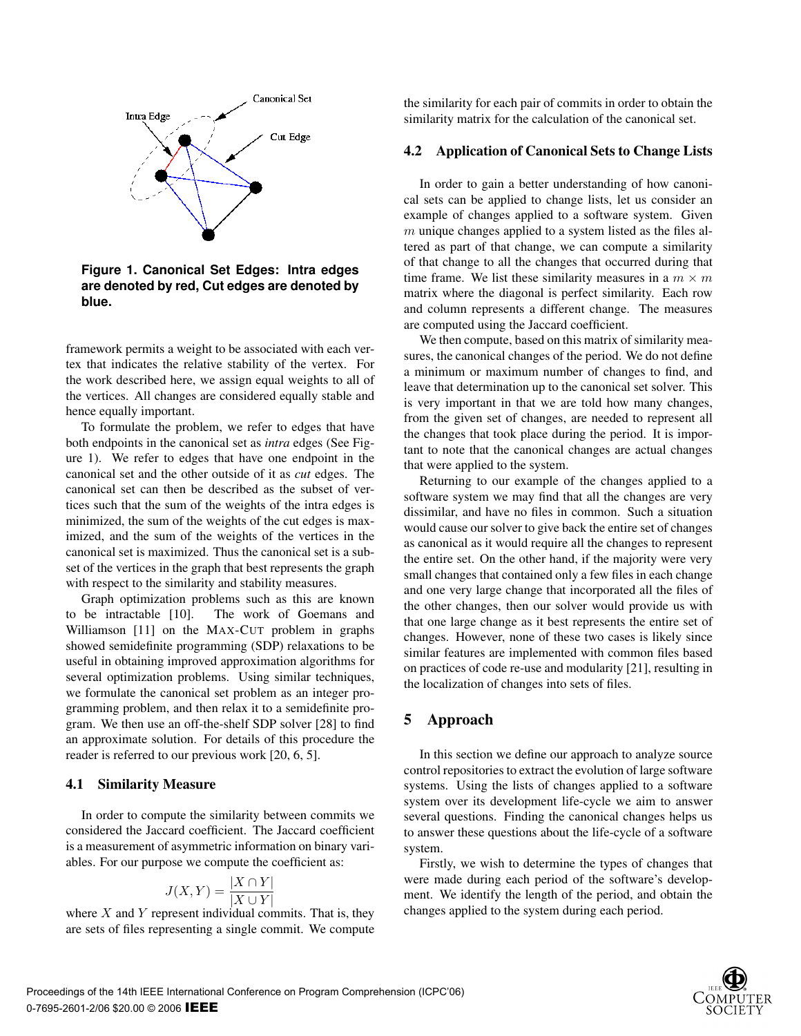Canonical Set

Intra Edge

Cut Edge

**Figure 1. Canonical Set Edges: Intra edges are denoted by red, Cut edges are denoted by blue.**

framework permits a weight to be associated with each vertex that indicates the relative stability of the vertex. For the work described here, we assign equal weights to all of the vertices. All changes are considered equally stable and hence equally important.

To formulate the problem, we refer to edges that have both endpoints in the canonical set as *intra* edges (See Figure 1). We refer to edges that have one endpoint in the canonical set and the other outside of it as *cut* edges. The canonical set can then be described as the subset of vertices such that the sum of the weights of the intra edges is minimized, the sum of the weights of the cut edges is maximized, and the sum of the weights of the vertices in the canonical set is maximized. Thus the canonical set is a subset of the vertices in the graph that best represents the graph with respect to the similarity and stability measures.

Graph optimization problems such as this are known to be intractable [10]. The work of Goemans and Williamson [11] on the MAX-CUT problem in graphs showed semidefinite programming (SDP) relaxations to be useful in obtaining improved approximation algorithms for several optimization problems. Using similar techniques, we formulate the canonical set problem as an integer programming problem, and then relax it to a semidefinite program. We then use an off-the-shelf SDP solver [28] to find an approximate solution. For details of this procedure the reader is referred to our previous work [20, 6, 5].

### 4.1 Similarity Measure

In order to compute the similarity between commits we considered the Jaccard coefficient. The Jaccard coefficient is a measurement of asymmetric information on binary variables. For our purpose we compute the coefficient as:

$$J(X,Y) = \frac{|X \cap Y|}{|X \cup Y|}$$

where $X$ and $Y$ represent individual commits. That is, they are sets of files representing a single commit. We compute the similarity for each pair of commits in order to obtain the similarity matrix for the calculation of the canonical set.

### 4.2 Application of Canonical Sets to Change Lists

In order to gain a better understanding of how canonical sets can be applied to change lists, let us consider an example of changes applied to a software system. Given $m$ unique changes applied to a system listed as the files altered as part of that change, we can compute a similarity of that change to all the changes that occurred during that time frame. We list these similarity measures in a $m \times m$ matrix where the diagonal is perfect similarity. Each row and column represents a different change. The measures are computed using the Jaccard coefficient.

We then compute, based on this matrix of similarity measures, the canonical changes of the period. We do not define a minimum or maximum number of changes to find, and leave that determination up to the canonical set solver. This is very important in that we are told how many changes, from the given set of changes, are needed to represent all the changes that took place during the period. It is important to note that the canonical changes are actual changes that were applied to the system.

Returning to our example of the changes applied to a software system we may find that all the changes are very dissimilar, and have no files in common. Such a situation would cause our solver to give back the entire set of changes as canonical as it would require all the changes to represent the entire set. On the other hand, if the majority were very small changes that contained only a few files in each change and one very large change that incorporated all the files of the other changes, then our solver would provide us with that one large change as it best represents the entire set of changes. However, none of these two cases is likely since similar features are implemented with common files based on practices of code re-use and modularity [21], resulting in the localization of changes into sets of files.

## 5 Approach

In this section we define our approach to analyze source control repositories to extract the evolution of large software systems. Using the lists of changes applied to a software system over its development life-cycle we aim to answer several questions. Finding the canonical changes helps us to answer these questions about the life-cycle of a software system.

Firstly, we wish to determine the types of changes that were made during each period of the software's development. We identify the length of the period, and obtain the changes applied to the system during each period.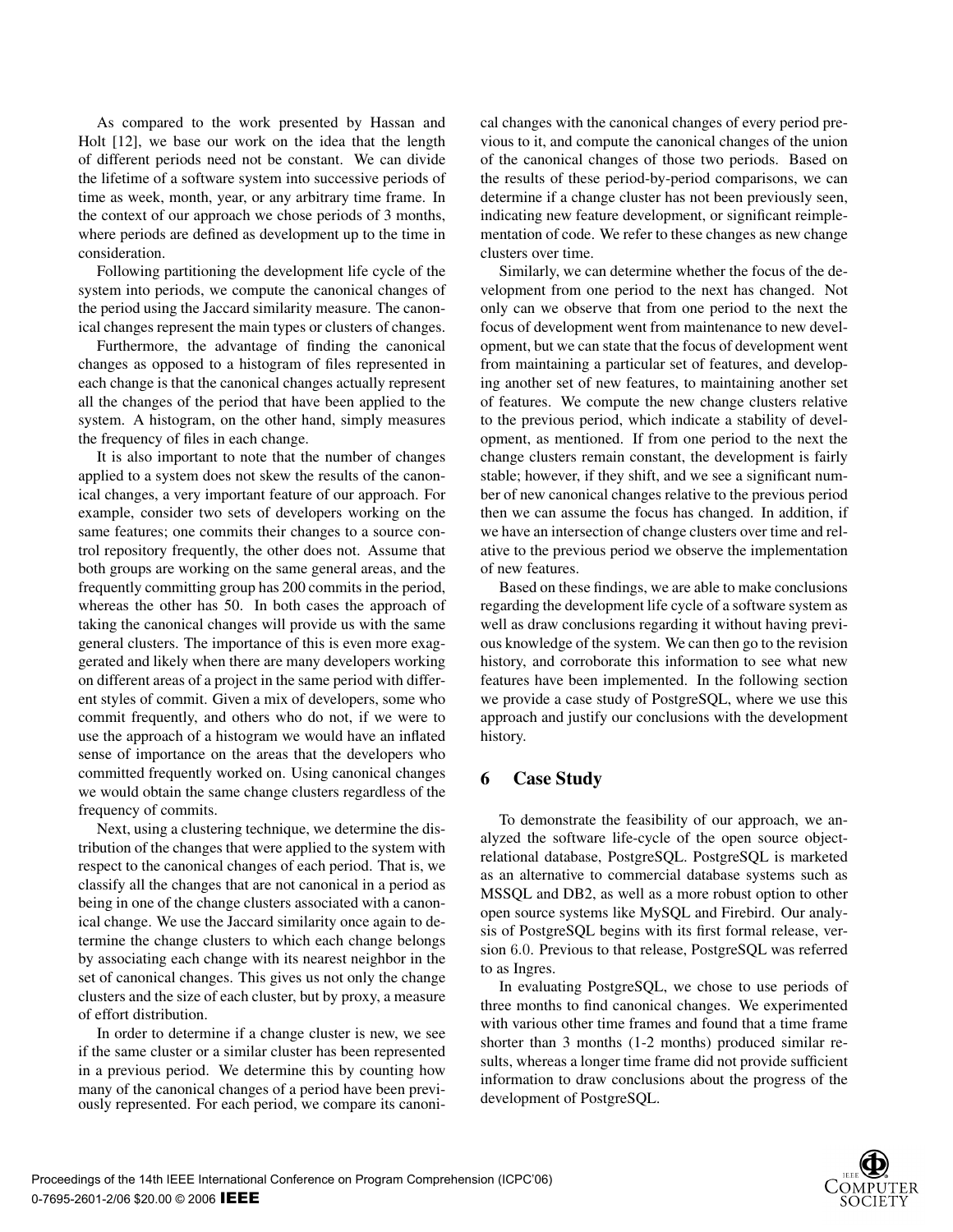As compared to the work presented by Hassan and Holt [12], we base our work on the idea that the length of different periods need not be constant. We can divide the lifetime of a software system into successive periods of time as week, month, year, or any arbitrary time frame. In the context of our approach we chose periods of 3 months, where periods are defined as development up to the time in consideration.

Following partitioning the development life cycle of the system into periods, we compute the canonical changes of the period using the Jaccard similarity measure. The canonical changes represent the main types or clusters of changes.

Furthermore, the advantage of finding the canonical changes as opposed to a histogram of files represented in each change is that the canonical changes actually represent all the changes of the period that have been applied to the system. A histogram, on the other hand, simply measures the frequency of files in each change.

It is also important to note that the number of changes applied to a system does not skew the results of the canonical changes, a very important feature of our approach. For example, consider two sets of developers working on the same features; one commits their changes to a source control repository frequently, the other does not. Assume that both groups are working on the same general areas, and the frequently committing group has 200 commits in the period, whereas the other has 50. In both cases the approach of taking the canonical changes will provide us with the same general clusters. The importance of this is even more exaggerated and likely when there are many developers working on different areas of a project in the same period with different styles of commit. Given a mix of developers, some who commit frequently, and others who do not, if we were to use the approach of a histogram we would have an inflated sense of importance on the areas that the developers who committed frequently worked on. Using canonical changes we would obtain the same change clusters regardless of the frequency of commits.

Next, using a clustering technique, we determine the distribution of the changes that were applied to the system with respect to the canonical changes of each period. That is, we classify all the changes that are not canonical in a period as being in one of the change clusters associated with a canonical change. We use the Jaccard similarity once again to determine the change clusters to which each change belongs by associating each change with its nearest neighbor in the set of canonical changes. This gives us not only the change clusters and the size of each cluster, but by proxy, a measure of effort distribution.

In order to determine if a change cluster is new, we see if the same cluster or a similar cluster has been represented in a previous period. We determine this by counting how many of the canonical changes of a period have been previously represented. For each period, we compare its canonical changes with the canonical changes of every period previous to it, and compute the canonical changes of the union of the canonical changes of those two periods. Based on the results of these period-by-period comparisons, we can determine if a change cluster has not been previously seen, indicating new feature development, or significant reimplementation of code. We refer to these changes as new change clusters over time.

Similarly, we can determine whether the focus of the development from one period to the next has changed. Not only can we observe that from one period to the next the focus of development went from maintenance to new development, but we can state that the focus of development went from maintaining a particular set of features, and developing another set of new features, to maintaining another set of features. We compute the new change clusters relative to the previous period, which indicate a stability of development, as mentioned. If from one period to the next the change clusters remain constant, the development is fairly stable; however, if they shift, and we see a significant number of new canonical changes relative to the previous period then we can assume the focus has changed. In addition, if we have an intersection of change clusters over time and relative to the previous period we observe the implementation of new features.

Based on these findings, we are able to make conclusions regarding the development life cycle of a software system as well as draw conclusions regarding it without having previous knowledge of the system. We can then go to the revision history, and corroborate this information to see what new features have been implemented. In the following section we provide a case study of PostgreSQL, where we use this approach and justify our conclusions with the development history.

## 6 Case Study

To demonstrate the feasibility of our approach, we analyzed the software life-cycle of the open source object-relational database, PostgreSQL. PostgreSQL is marketed as an alternative to commercial database systems such as MSSQL and DB2, as well as a more robust option to other open source systems like MySQL and Firebird. Our analysis of PostgreSQL begins with its first formal release, version 6.0. Previous to that release, PostgreSQL was referred to as Ingres.

In evaluating PostgreSQL, we chose to use periods of three months to find canonical changes. We experimented with various other time frames and found that a time frame shorter than 3 months (1-2 months) produced similar results, whereas a longer time frame did not provide sufficient information to draw conclusions about the progress of the development of PostgreSQL.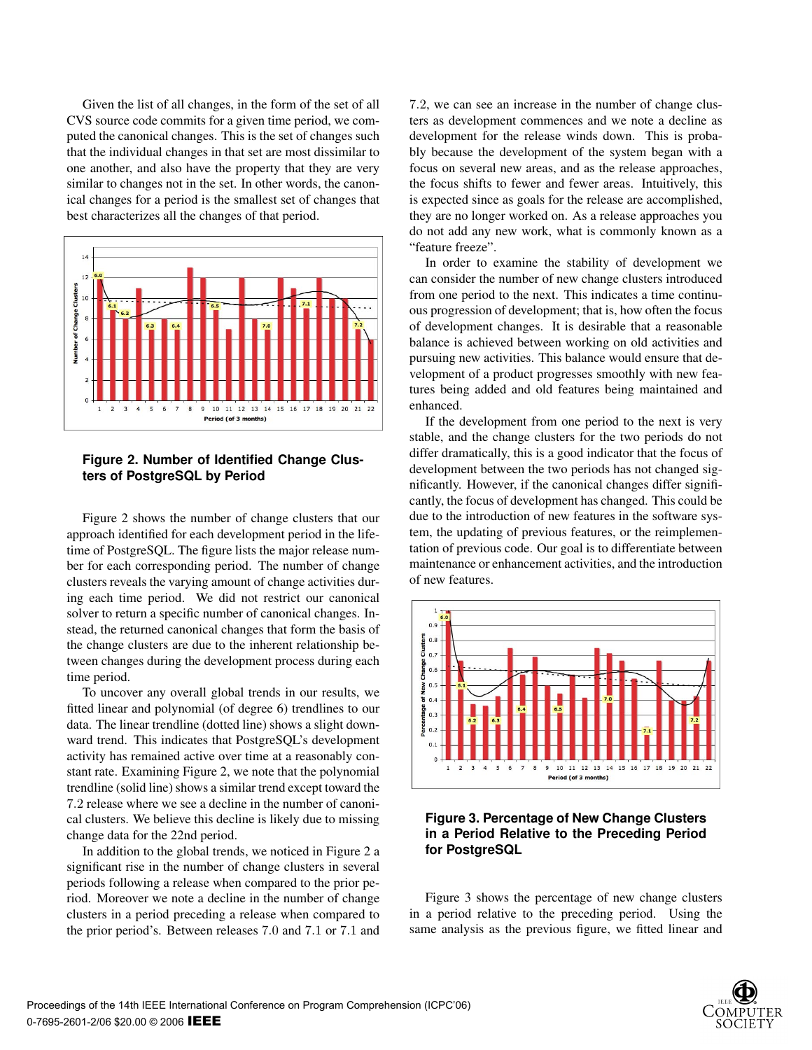Given the list of all changes, in the form of the set of all CVS source code commits for a given time period, we computed the canonical changes. This is the set of changes such that the individual changes in that set are most dissimilar to one another, and also have the property that they are very similar to changes not in the set. In other words, the canonical changes for a period is the smallest set of changes that best characterizes all the changes of that period.

Number of Change Clusters
14
12
10
8
6
4
2
0
1 2 3 4 5 6 7 8 9 10 11 12 13 14 15 16 17 18 19 20 21 22
Period (of 3 months)
6.0
6.1
6.2
6.3
6.4
6.5
7.0
7.1
7.2

**Figure 2. Number of Identified Change Clusters of PostgreSQL by Period**

Figure 2 shows the number of change clusters that our approach identified for each development period in the lifetime of PostgreSQL. The figure lists the major release number for each corresponding period. The number of change clusters reveals the varying amount of change activities during each time period. We did not restrict our canonical solver to return a specific number of canonical changes. Instead, the returned canonical changes that form the basis of the change clusters are due to the inherent relationship between changes during the development process during each time period.

To uncover any overall global trends in our results, we fitted linear and polynomial (of degree 6) trendlines to our data. The linear trendline (dotted line) shows a slight downward trend. This indicates that PostgreSQL's development activity has remained active over time at a reasonably constant rate. Examining Figure 2, we note that the polynomial trendline (solid line) shows a similar trend except toward the 7.2 release where we see a decline in the number of canonical clusters. We believe this decline is likely due to missing change data for the 22nd period.

In addition to the global trends, we noticed in Figure 2 a significant rise in the number of change clusters in several periods following a release when compared to the prior period. Moreover we note a decline in the number of change clusters in a period preceding a release when compared to the prior period's. Between releases 7.0 and 7.1 or 7.1 and 7.2, we can see an increase in the number of change clusters as development commences and we note a decline as development for the release winds down. This is probably because the development of the system began with a focus on several new areas, and as the release approaches, the focus shifts to fewer and fewer areas. Intuitively, this is expected since as goals for the release are accomplished, they are no longer worked on. As a release approaches you do not add any new work, what is commonly known as a "feature freeze".

In order to examine the stability of development we can consider the number of new change clusters introduced from one period to the next. This indicates a time continuous progression of development; that is, how often the focus of development changes. It is desirable that a reasonable balance is achieved between working on old activities and pursuing new activities. This balance would ensure that development of a product progresses smoothly with new features being added and old features being maintained and enhanced.

If the development from one period to the next is very stable, and the change clusters for the two periods do not differ dramatically, this is a good indicator that the focus of development between the two periods has not changed significantly. However, if the canonical changes differ significantly, the focus of development has changed. This could be due to the introduction of new features in the software system, the updating of previous features, or the reimplementation of previous code. Our goal is to differentiate between maintenance or enhancement activities, and the introduction of new features.

Percentage of New Change Clusters
1
0.9
0.8
0.7
0.6
0.5
0.4
0.3
0.2
0.1
0
1 2 3 4 5 6 7 8 9 10 11 12 13 14 15 16 17 18 19 20 21 22
Period (of 3 months)
6.0
6.1
6.2
6.3
6.4
6.5
7.0
7.1
7.2

**Figure 3. Percentage of New Change Clusters in a Period Relative to the Preceding Period for PostgreSQL**

Figure 3 shows the percentage of new change clusters in a period relative to the preceding period. Using the same analysis as the previous figure, we fitted linear and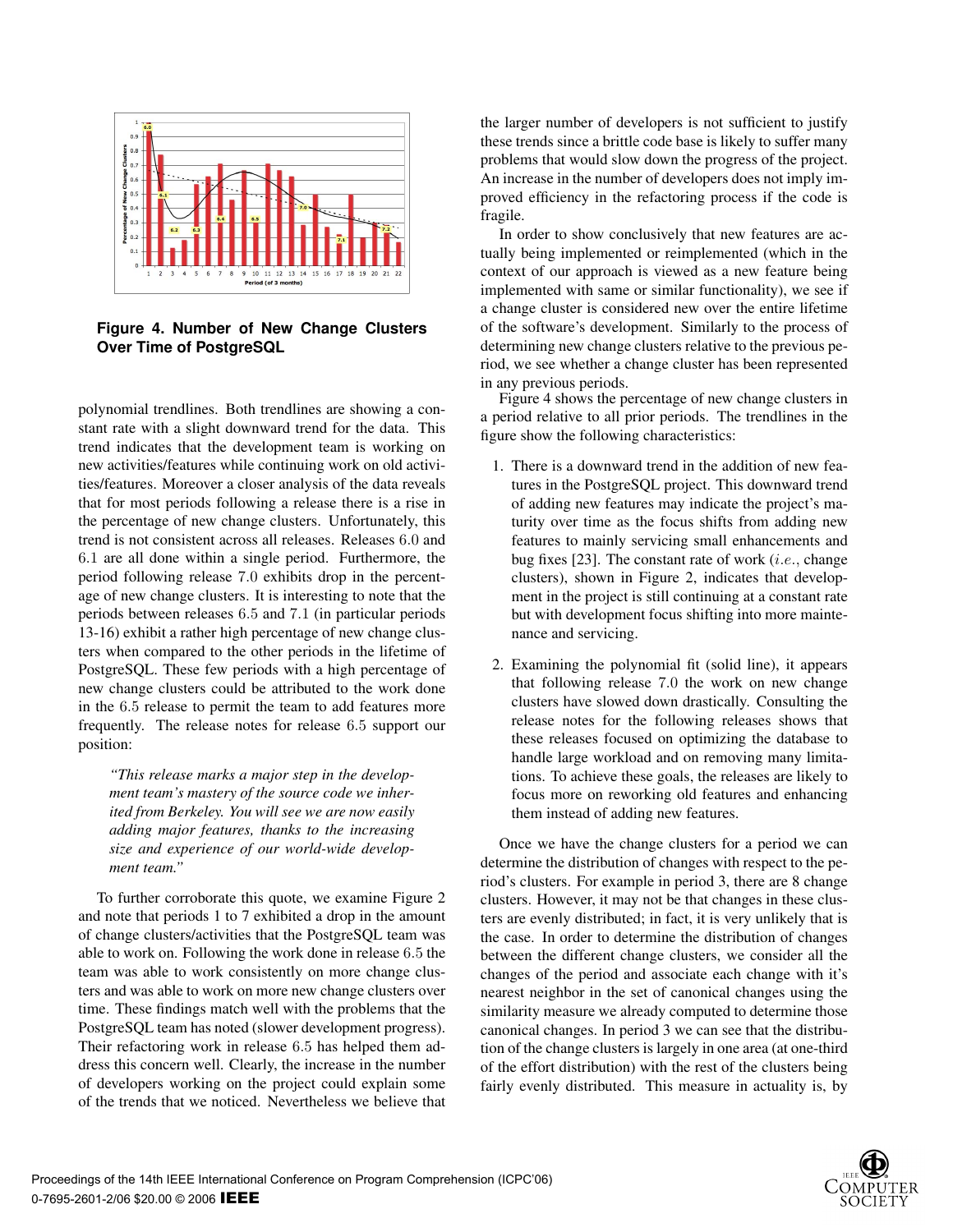**Figure 4. Number of New Change Clusters Over Time of PostgreSQL**

polynomial trendlines. Both trendlines are showing a constant rate with a slight downward trend for the data. This trend indicates that the development team is working on new activities/features while continuing work on old activities/features. Moreover a closer analysis of the data reveals that for most periods following a release there is a rise in the percentage of new change clusters. Unfortunately, this trend is not consistent across all releases. Releases 6.0 and 6.1 are all done within a single period. Furthermore, the period following release 7.0 exhibits drop in the percentage of new change clusters. It is interesting to note that the periods between releases 6.5 and 7.1 (in particular periods 13-16) exhibit a rather high percentage of new change clusters when compared to the other periods in the lifetime of PostgreSQL. These few periods with a high percentage of new change clusters could be attributed to the work done in the 6.5 release to permit the team to add features more frequently. The release notes for release 6.5 support our position:

> *"This release marks a major step in the development team's mastery of the source code we inherited from Berkeley. You will see we are now easily adding major features, thanks to the increasing size and experience of our world-wide development team."*

To further corroborate this quote, we examine Figure 2 and note that periods 1 to 7 exhibited a drop in the amount of change clusters/activities that the PostgreSQL team was able to work on. Following the work done in release 6.5 the team was able to work consistently on more change clusters and was able to work on more new change clusters over time. These findings match well with the problems that the PostgreSQL team has noted (slower development progress). Their refactoring work in release 6.5 has helped them address this concern well. Clearly, the increase in the number of developers working on the project could explain some of the trends that we noticed. Nevertheless we believe that the larger number of developers is not sufficient to justify these trends since a brittle code base is likely to suffer many problems that would slow down the progress of the project. An increase in the number of developers does not imply improved efficiency in the refactoring process if the code is fragile.

In order to show conclusively that new features are actually being implemented or reimplemented (which in the context of our approach is viewed as a new feature being implemented with same or similar functionality), we see if a change cluster is considered new over the entire lifetime of the software's development. Similarly to the process of determining new change clusters relative to the previous period, we see whether a change cluster has been represented in any previous periods.

Figure 4 shows the percentage of new change clusters in a period relative to all prior periods. The trendlines in the figure show the following characteristics:

1. There is a downward trend in the addition of new features in the PostgreSQL project. This downward trend of adding new features may indicate the project's maturity over time as the focus shifts from adding new features to mainly servicing small enhancements and bug fixes [23]. The constant rate of work (*i.e.*, change clusters), shown in Figure 2, indicates that development in the project is still continuing at a constant rate but with development focus shifting into more maintenance and servicing.
2. Examining the polynomial fit (solid line), it appears that following release 7.0 the work on new change clusters have slowed down drastically. Consulting the release notes for the following releases shows that these releases focused on optimizing the database to handle large workload and on removing many limitations. To achieve these goals, the releases are likely to focus more on reworking old features and enhancing them instead of adding new features.

Once we have the change clusters for a period we can determine the distribution of changes with respect to the period's clusters. For example in period 3, there are 8 change clusters. However, it may not be that changes in these clusters are evenly distributed; in fact, it is very unlikely that is the case. In order to determine the distribution of changes between the different change clusters, we consider all the changes of the period and associate each change with it's nearest neighbor in the set of canonical changes using the similarity measure we already computed to determine those canonical changes. In period 3 we can see that the distribution of the change clusters is largely in one area (at one-third of the effort distribution) with the rest of the clusters being fairly evenly distributed. This measure in actuality is, by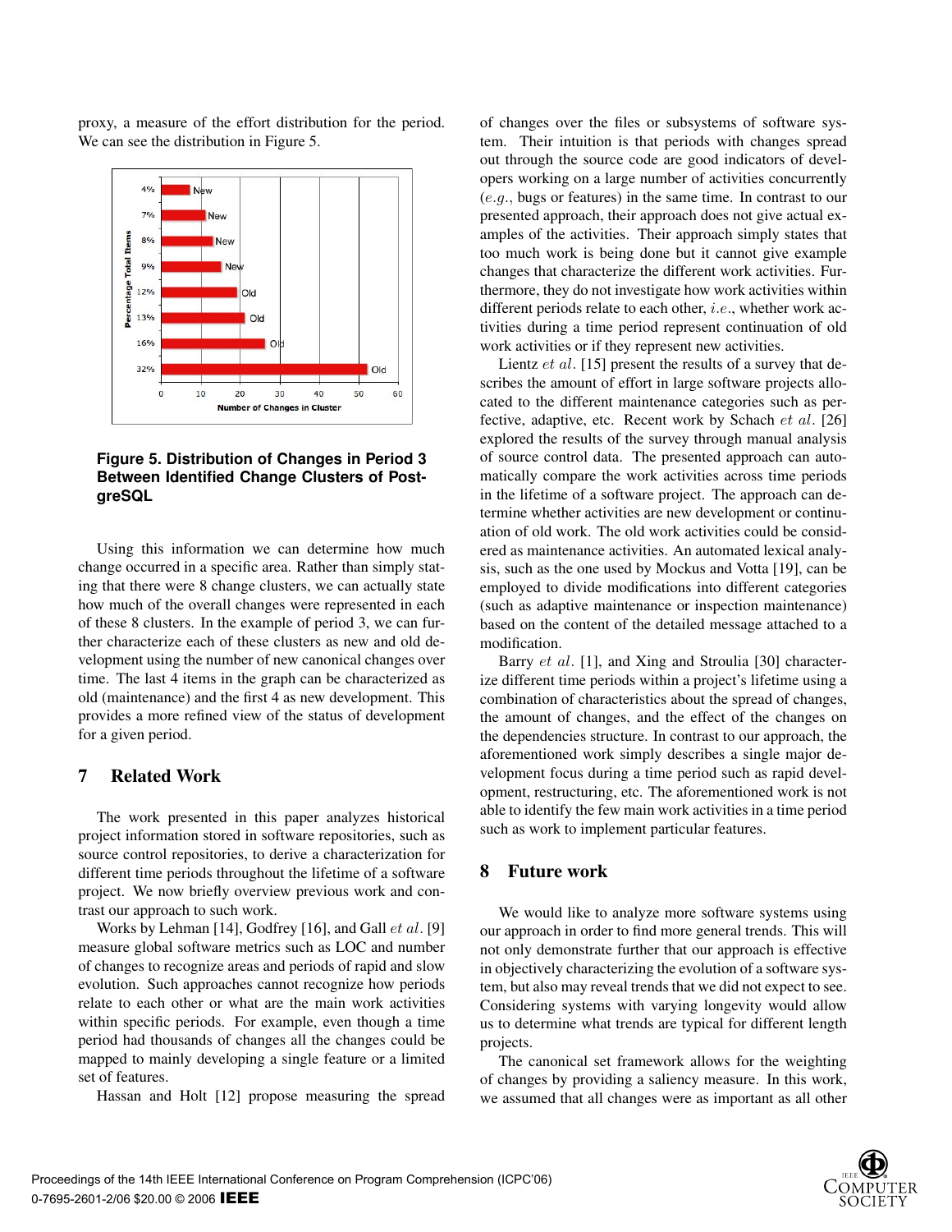proxy, a measure of the effort distribution for the period. We can see the distribution in Figure 5.

4%
New
7%
New
8%
New
9%
New
12%
Old
13%
Old
16%
Old
32%
Old
Percentage Total Items
0 10 20 30 40 50 60
Number of Changes in Cluster

**Figure 5. Distribution of Changes in Period 3 Between Identified Change Clusters of PostgreSQL**

Using this information we can determine how much change occurred in a specific area. Rather than simply stating that there were 8 change clusters, we can actually state how much of the overall changes were represented in each of these 8 clusters. In the example of period 3, we can further characterize each of these clusters as new and old development using the number of new canonical changes over time. The last 4 items in the graph can be characterized as old (maintenance) and the first 4 as new development. This provides a more refined view of the status of development for a given period.

## 7 Related Work

The work presented in this paper analyzes historical project information stored in software repositories, such as source control repositories, to derive a characterization for different time periods throughout the lifetime of a software project. We now briefly overview previous work and contrast our approach to such work.

Works by Lehman [14], Godfrey [16], and Gall *et al.* [9] measure global software metrics such as LOC and number of changes to recognize areas and periods of rapid and slow evolution. Such approaches cannot recognize how periods relate to each other or what are the main work activities within specific periods. For example, even though a time period had thousands of changes all the changes could be mapped to mainly developing a single feature or a limited set of features.

Hassan and Holt [12] propose measuring the spread of changes over the files or subsystems of software system. Their intuition is that periods with changes spread out through the source code are good indicators of developers working on a large number of activities concurrently (*e.g.*, bugs or features) in the same time. In contrast to our presented approach, their approach does not give actual examples of the activities. Their approach simply states that too much work is being done but it cannot give example changes that characterize the different work activities. Furthermore, they do not investigate how work activities within different periods relate to each other, *i.e.*, whether work activities during a time period represent continuation of old work activities or if they represent new activities.

Lientz *et al.* [15] present the results of a survey that describes the amount of effort in large software projects allocated to the different maintenance categories such as perfective, adaptive, etc. Recent work by Schach *et al.* [26] explored the results of the survey through manual analysis of source control data. The presented approach can automatically compare the work activities across time periods in the lifetime of a software project. The approach can determine whether activities are new development or continuation of old work. The old work activities could be considered as maintenance activities. An automated lexical analysis, such as the one used by Mockus and Votta [19], can be employed to divide modifications into different categories (such as adaptive maintenance or inspection maintenance) based on the content of the detailed message attached to a modification.

Barry *et al.* [1], and Xing and Stroulia [30] characterize different time periods within a project's lifetime using a combination of characteristics about the spread of changes, the amount of changes, and the effect of the changes on the dependencies structure. In contrast to our approach, the aforementioned work simply describes a single major development focus during a time period such as rapid development, restructuring, etc. The aforementioned work is not able to identify the few main work activities in a time period such as work to implement particular features.

## 8 Future work

We would like to analyze more software systems using our approach in order to find more general trends. This will not only demonstrate further that our approach is effective in objectively characterizing the evolution of a software system, but also may reveal trends that we did not expect to see. Considering systems with varying longevity would allow us to determine what trends are typical for different length projects.

The canonical set framework allows for the weighting of changes by providing a saliency measure. In this work, we assumed that all changes were as important as all other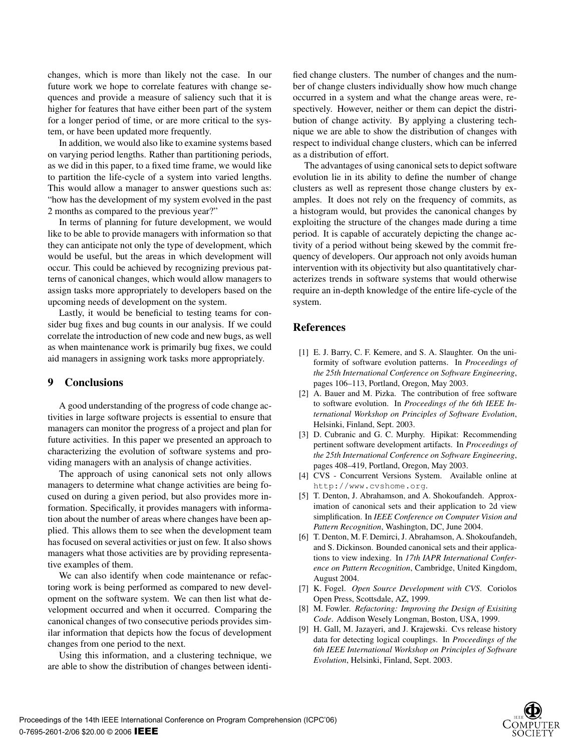changes, which is more than likely not the case. In our future work we hope to correlate features with change sequences and provide a measure of saliency such that it is higher for features that have either been part of the system for a longer period of time, or are more critical to the system, or have been updated more frequently.

In addition, we would also like to examine systems based on varying period lengths. Rather than partitioning periods, as we did in this paper, to a fixed time frame, we would like to partition the life-cycle of a system into varied lengths. This would allow a manager to answer questions such as: "how has the development of my system evolved in the past 2 months as compared to the previous year?"

In terms of planning for future development, we would like to be able to provide managers with information so that they can anticipate not only the type of development, which would be useful, but the areas in which development will occur. This could be achieved by recognizing previous patterns of canonical changes, which would allow managers to assign tasks more appropriately to developers based on the upcoming needs of development on the system.

Lastly, it would be beneficial to testing teams for consider bug fixes and bug counts in our analysis. If we could correlate the introduction of new code and new bugs, as well as when maintenance work is primarily bug fixes, we could aid managers in assigning work tasks more appropriately.

## 9 Conclusions

A good understanding of the progress of code change activities in large software projects is essential to ensure that managers can monitor the progress of a project and plan for future activities. In this paper we presented an approach to characterizing the evolution of software systems and providing managers with an analysis of change activities.

The approach of using canonical sets not only allows managers to determine what change activities are being focused on during a given period, but also provides more information. Specifically, it provides managers with information about the number of areas where changes have been applied. This allows them to see when the development team has focused on several activities or just on few. It also shows managers what those activities are by providing representative examples of them.

We can also identify when code maintenance or refactoring work is being performed as compared to new development on the software system. We can then list what development occurred and when it occurred. Comparing the canonical changes of two consecutive periods provides similar information that depicts how the focus of development changes from one period to the next.

Using this information, and a clustering technique, we are able to show the distribution of changes between identified change clusters. The number of changes and the number of change clusters individually show how much change occurred in a system and what the change areas were, respectively. However, neither or them can depict the distribution of change activity. By applying a clustering technique we are able to show the distribution of changes with respect to individual change clusters, which can be inferred as a distribution of effort.

The advantages of using canonical sets to depict software evolution lie in its ability to define the number of change clusters as well as represent those change clusters by examples. It does not rely on the frequency of commits, as a histogram would, but provides the canonical changes by exploiting the structure of the changes made during a time period. It is capable of accurately depicting the change activity of a period without being skewed by the commit frequency of developers. Our approach not only avoids human intervention with its objectivity but also quantitatively characterizes trends in software systems that would otherwise require an in-depth knowledge of the entire life-cycle of the system.

## References

[1] E. J. Barry, C. F. Kemere, and S. A. Slaughter. On the uniformity of software evolution patterns. In *Proceedings of the 25th International Conference on Software Engineering*, pages 106–113, Portland, Oregon, May 2003.

[2] A. Bauer and M. Pizka. The contribution of free software to software evolution. In *Proceedings of the 6th IEEE International Workshop on Principles of Software Evolution*, Helsinki, Finland, Sept. 2003.

[3] D. Cubranic and G. C. Murphy. Hipikat: Recommending pertinent software development artifacts. In *Proceedings of the 25th International Conference on Software Engineering*, pages 408–419, Portland, Oregon, May 2003.

[4] CVS - Concurrent Versions System. Available online at `http://www.cvshome.org`.

[5] T. Denton, J. Abrahamson, and A. Shokoufandeh. Approximation of canonical sets and their application to 2d view simplification. In *IEEE Conference on Computer Vision and Pattern Recognition*, Washington, DC, June 2004.

[6] T. Denton, M. F. Demirci, J. Abrahamson, A. Shokoufandeh, and S. Dickinson. Bounded canonical sets and their applications to view indexing. In *17th IAPR International Conference on Pattern Recognition*, Cambridge, United Kingdom, August 2004.

[7] K. Fogel. *Open Source Development with CVS*. Coriolos Open Press, Scottsdale, AZ, 1999.

[8] M. Fowler. *Refactoring: Improving the Design of Exisiting Code*. Addison Wesely Longman, Boston, USA, 1999.

[9] H. Gall, M. Jazayeri, and J. Krajewski. Cvs release history data for detecting logical couplings. In *Proceedings of the 6th IEEE International Workshop on Principles of Software Evolution*, Helsinki, Finland, Sept. 2003.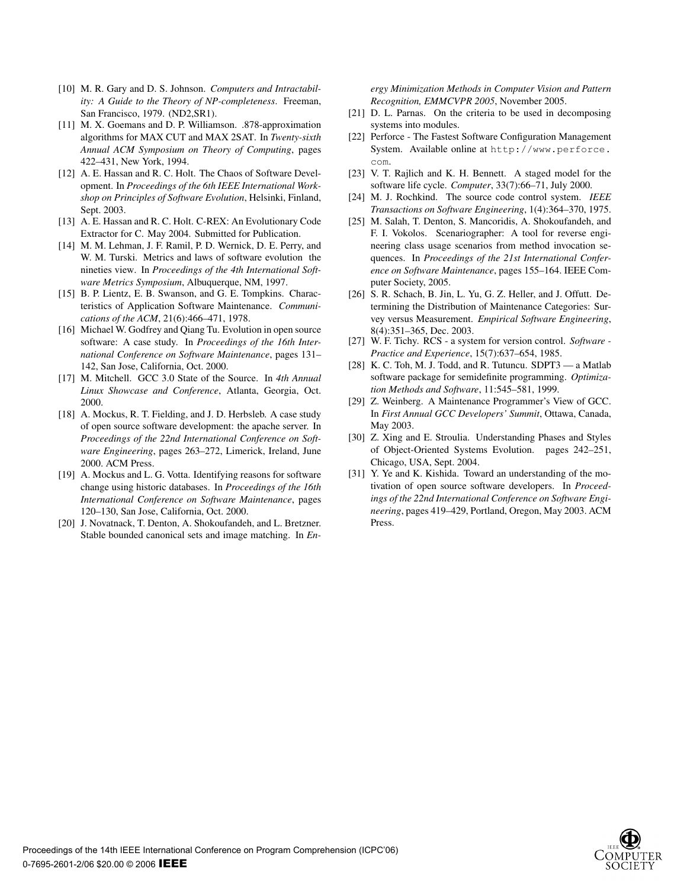[10] M. R. Gary and D. S. Johnson. *Computers and Intractability: A Guide to the Theory of NP-completeness*. Freeman, San Francisco, 1979. (ND2,SR1).

[11] M. X. Goemans and D. P. Williamson. .878-approximation algorithms for MAX CUT and MAX 2SAT. In *Twenty-sixth Annual ACM Symposium on Theory of Computing*, pages 422–431, New York, 1994.

[12] A. E. Hassan and R. C. Holt. The Chaos of Software Development. In *Proceedings of the 6th IEEE International Workshop on Principles of Software Evolution*, Helsinki, Finland, Sept. 2003.

[13] A. E. Hassan and R. C. Holt. C-REX: An Evolutionary Code Extractor for C. May 2004. Submitted for Publication.

[14] M. M. Lehman, J. F. Ramil, P. D. Wernick, D. E. Perry, and W. M. Turski. Metrics and laws of software evolution the nineties view. In *Proceedings of the 4th International Software Metrics Symposium*, Albuquerque, NM, 1997.

[15] B. P. Lientz, E. B. Swanson, and G. E. Tompkins. Characteristics of Application Software Maintenance. *Communications of the ACM*, 21(6):466–471, 1978.

[16] Michael W. Godfrey and Qiang Tu. Evolution in open source software: A case study. In *Proceedings of the 16th International Conference on Software Maintenance*, pages 131–142, San Jose, California, Oct. 2000.

[17] M. Mitchell. GCC 3.0 State of the Source. In *4th Annual Linux Showcase and Conference*, Atlanta, Georgia, Oct. 2000.

[18] A. Mockus, R. T. Fielding, and J. D. Herbsleb. A case study of open source software development: the apache server. In *Proceedings of the 22nd International Conference on Software Engineering*, pages 263–272, Limerick, Ireland, June 2000. ACM Press.

[19] A. Mockus and L. G. Votta. Identifying reasons for software change using historic databases. In *Proceedings of the 16th International Conference on Software Maintenance*, pages 120–130, San Jose, California, Oct. 2000.

[20] J. Novatnack, T. Denton, A. Shokoufandeh, and L. Bretzner. Stable bounded canonical sets and image matching. In *Energy Minimization Methods in Computer Vision and Pattern Recognition, EMMCVPR 2005*, November 2005.

[21] D. L. Parnas. On the criteria to be used in decomposing systems into modules.

[22] Perforce - The Fastest Software Configuration Management System. Available online at `http://www.perforce.com`.

[23] V. T. Rajlich and K. H. Bennett. A staged model for the software life cycle. *Computer*, 33(7):66–71, July 2000.

[24] M. J. Rochkind. The source code control system. *IEEE Transactions on Software Engineering*, 1(4):364–370, 1975.

[25] M. Salah, T. Denton, S. Mancoridis, A. Shokoufandeh, and F. I. Vokolos. Scenariographer: A tool for reverse engineering class usage scenarios from method invocation sequences. In *Proceedings of the 21st International Conference on Software Maintenance*, pages 155–164. IEEE Computer Society, 2005.

[26] S. R. Schach, B. Jin, L. Yu, G. Z. Heller, and J. Offutt. Determining the Distribution of Maintenance Categories: Survey versus Measurement. *Empirical Software Engineering*, 8(4):351–365, Dec. 2003.

[27] W. F. Tichy. RCS - a system for version control. *Software - Practice and Experience*, 15(7):637–654, 1985.

[28] K. C. Toh, M. J. Todd, and R. Tutuncu. SDPT3 — a Matlab software package for semidefinite programming. *Optimization Methods and Software*, 11:545–581, 1999.

[29] Z. Weinberg. A Maintenance Programmer's View of GCC. In *First Annual GCC Developers' Summit*, Ottawa, Canada, May 2003.

[30] Z. Xing and E. Stroulia. Understanding Phases and Styles of Object-Oriented Systems Evolution. pages 242–251, Chicago, USA, Sept. 2004.

[31] Y. Ye and K. Kishida. Toward an understanding of the motivation of open source software developers. In *Proceedings of the 22nd International Conference on Software Engineering*, pages 419–429, Portland, Oregon, May 2003. ACM Press.